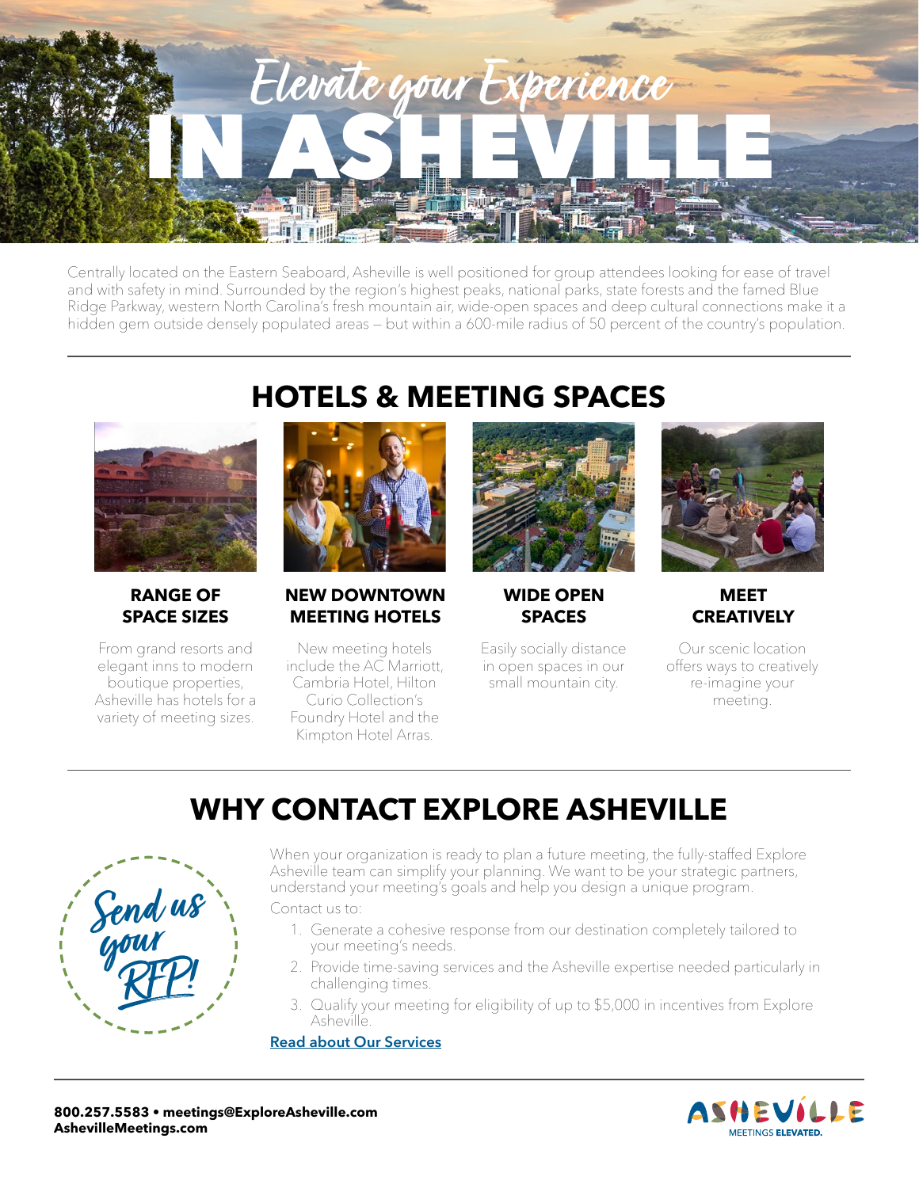# *Elevate your Experience* IN ASHEVILLE

Centrally located on the Eastern Seaboard, Asheville is well positioned for group attendees looking for ease of travel and with safety in mind. Surrounded by the region's highest peaks, national parks, state forests and the famed Blue Ridge Parkway, western North Carolina's fresh mountain air, wide-open spaces and deep cultural connections make it a hidden gem outside densely populated areas – but within a 600-mile radius of 50 percent of the country's population.

## HOTELS & MEETING SPACES

**RANGE OF SPACE SIZES**

From grand resorts and elegant inns to modern boutique properties, Asheville has hotels for a variety of meeting sizes.

**NEW DOWNTOWN MEETING HOTELS**

New meeting hotels include the AC Marriott, Cambria Hotel, Hilton Curio Collection's Foundry Hotel and the Kimpton Hotel Arras.

**WIDE OPEN SPACES**

Easily socially distance in open spaces in our small mountain city.

**MEET CREATIVELY**

Our scenic location offers ways to creatively re-imagine your meeting.

## WHY CONTACT EXPLORE ASHEVILLE

*Send us your RFP!*

When your organization is ready to plan a future meeting, the fully-staffed Explore Asheville team can simplify your planning. We want to be your strategic partners, understand your meeting's goals and help you design a unique program.

Contact us to:

1. Generate a cohesive response from our destination completely tailored to your meeting's needs.
2. Provide time-saving services and the Asheville expertise needed particularly in challenging times.
3. Qualify your meeting for eligibility of up to $5,000 in incentives from Explore Asheville.

Read about Our Services

**800.257.5583 • meetings@ExploreAsheville.com**
**AshevilleMeetings.com**

ASHEVILLE MEETINGS **ELEVATED.**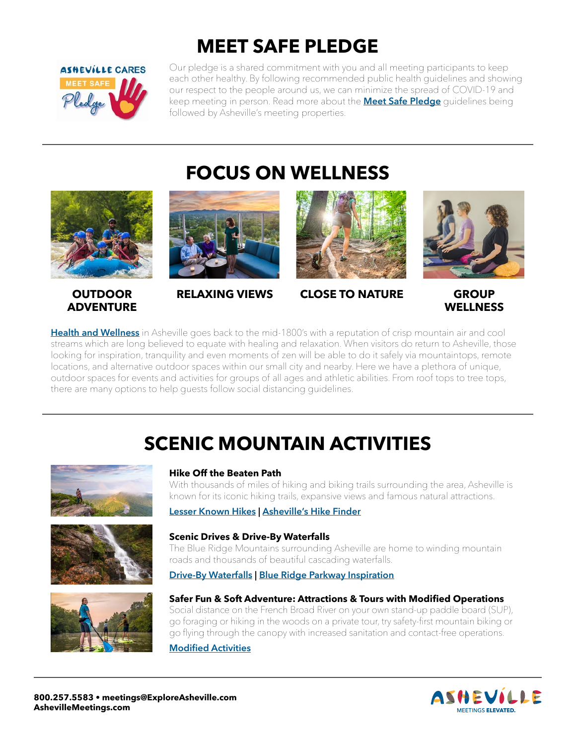# MEET SAFE PLEDGE

Our pledge is a shared commitment with you and all meeting participants to keep each other healthy. By following recommended public health guidelines and showing our respect to the people around us, we can minimize the spread of COVID-19 and keep meeting in person. Read more about the **Meet Safe Pledge** guidelines being followed by Asheville's meeting properties.

# FOCUS ON WELLNESS

**OUTDOOR ADVENTURE**

**RELAXING VIEWS**

**CLOSE TO NATURE**

**GROUP WELLNESS**

**Health and Wellness** in Asheville goes back to the mid-1800's with a reputation of crisp mountain air and cool streams which are long believed to equate with healing and relaxation. When visitors do return to Asheville, those looking for inspiration, tranquility and even moments of zen will be able to do it safely via mountaintops, remote locations, and alternative outdoor spaces within our small city and nearby. Here we have a plethora of unique, outdoor spaces for events and activities for groups of all ages and athletic abilities. From roof tops to tree tops, there are many options to help guests follow social distancing guidelines.

# SCENIC MOUNTAIN ACTIVITIES

### Hike Off the Beaten Path

With thousands of miles of hiking and biking trails surrounding the area, Asheville is known for its iconic hiking trails, expansive views and famous natural attractions.

**Lesser Known Hikes** | **Asheville's Hike Finder**

### Scenic Drives & Drive-By Waterfalls

The Blue Ridge Mountains surrounding Asheville are home to winding mountain roads and thousands of beautiful cascading waterfalls.

**Drive-By Waterfalls** | **Blue Ridge Parkway Inspiration**

### Safer Fun & Soft Adventure: Attractions & Tours with Modified Operations

Social distance on the French Broad River on your own stand-up paddle board (SUP), go foraging or hiking in the woods on a private tour, try safety-first mountain biking or go flying through the canopy with increased sanitation and contact-free operations.

**Modified Activities**

**800.257.5583 • meetings@ExploreAsheville.com**
**AshevilleMeetings.com**

ASHEVILLE MEETINGS ELEVATED.